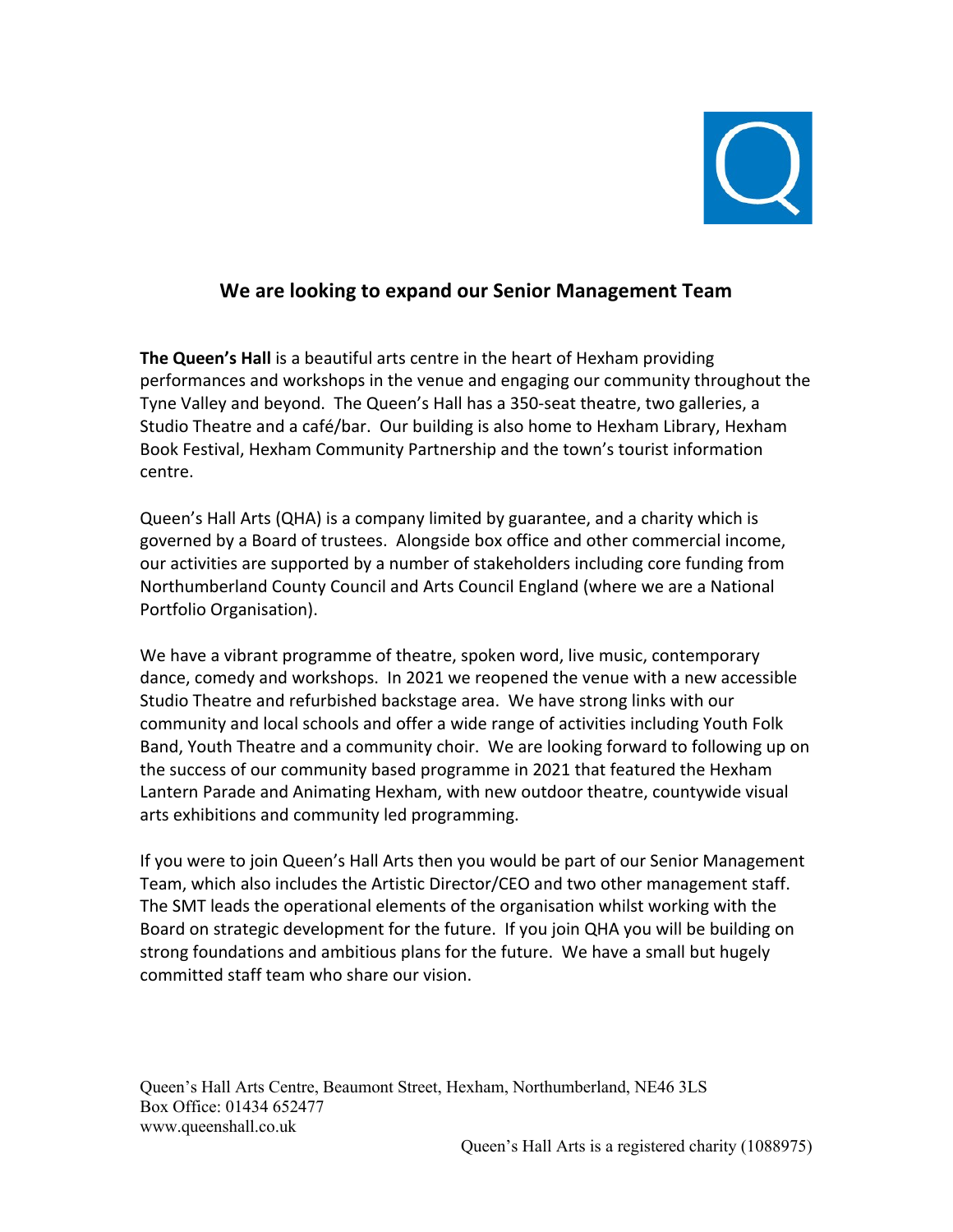## We are looking to expand our Senior Management Team

**The Queen's Hall** is a beautiful arts centre in the heart of Hexham providing performances and workshops in the venue and engaging our community throughout the Tyne Valley and beyond. The Queen's Hall has a 350-seat theatre, two galleries, a Studio Theatre and a café/bar. Our building is also home to Hexham Library, Hexham Book Festival, Hexham Community Partnership and the town's tourist information centre.

Queen's Hall Arts (QHA) is a company limited by guarantee, and a charity which is governed by a Board of trustees. Alongside box office and other commercial income, our activities are supported by a number of stakeholders including core funding from Northumberland County Council and Arts Council England (where we are a National Portfolio Organisation).

We have a vibrant programme of theatre, spoken word, live music, contemporary dance, comedy and workshops. In 2021 we reopened the venue with a new accessible Studio Theatre and refurbished backstage area. We have strong links with our community and local schools and offer a wide range of activities including Youth Folk Band, Youth Theatre and a community choir. We are looking forward to following up on the success of our community based programme in 2021 that featured the Hexham Lantern Parade and Animating Hexham, with new outdoor theatre, countywide visual arts exhibitions and community led programming.

If you were to join Queen's Hall Arts then you would be part of our Senior Management Team, which also includes the Artistic Director/CEO and two other management staff. The SMT leads the operational elements of the organisation whilst working with the Board on strategic development for the future. If you join QHA you will be building on strong foundations and ambitious plans for the future. We have a small but hugely committed staff team who share our vision.

Queen's Hall Arts Centre, Beaumont Street, Hexham, Northumberland, NE46 3LS
Box Office: 01434 652477
www.queenshall.co.uk

Queen's Hall Arts is a registered charity (1088975)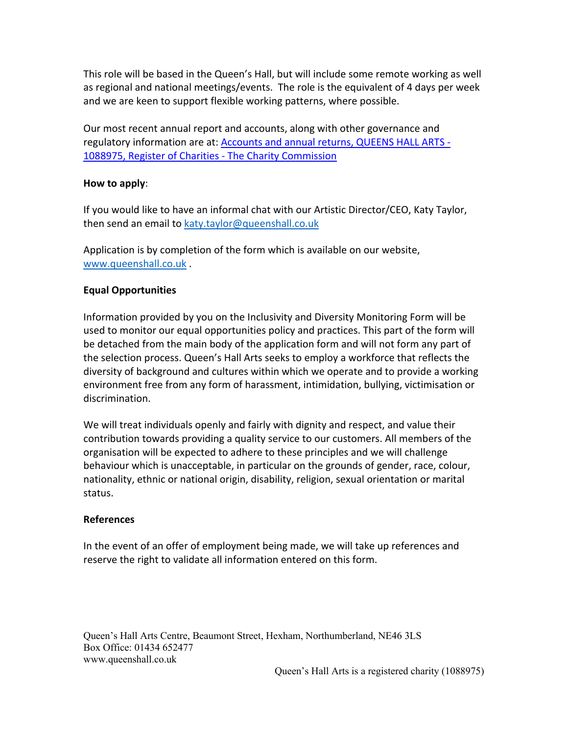This role will be based in the Queen's Hall, but will include some remote working as well as regional and national meetings/events. The role is the equivalent of 4 days per week and we are keen to support flexible working patterns, where possible.

Our most recent annual report and accounts, along with other governance and regulatory information are at: [Accounts and annual returns, QUEENS HALL ARTS - 1088975, Register of Charities - The Charity Commission]

**How to apply**:

If you would like to have an informal chat with our Artistic Director/CEO, Katy Taylor, then send an email to katy.taylor@queenshall.co.uk

Application is by completion of the form which is available on our website, www.queenshall.co.uk .

**Equal Opportunities**

Information provided by you on the Inclusivity and Diversity Monitoring Form will be used to monitor our equal opportunities policy and practices. This part of the form will be detached from the main body of the application form and will not form any part of the selection process. Queen's Hall Arts seeks to employ a workforce that reflects the diversity of background and cultures within which we operate and to provide a working environment free from any form of harassment, intimidation, bullying, victimisation or discrimination.

We will treat individuals openly and fairly with dignity and respect, and value their contribution towards providing a quality service to our customers. All members of the organisation will be expected to adhere to these principles and we will challenge behaviour which is unacceptable, in particular on the grounds of gender, race, colour, nationality, ethnic or national origin, disability, religion, sexual orientation or marital status.

**References**

In the event of an offer of employment being made, we will take up references and reserve the right to validate all information entered on this form.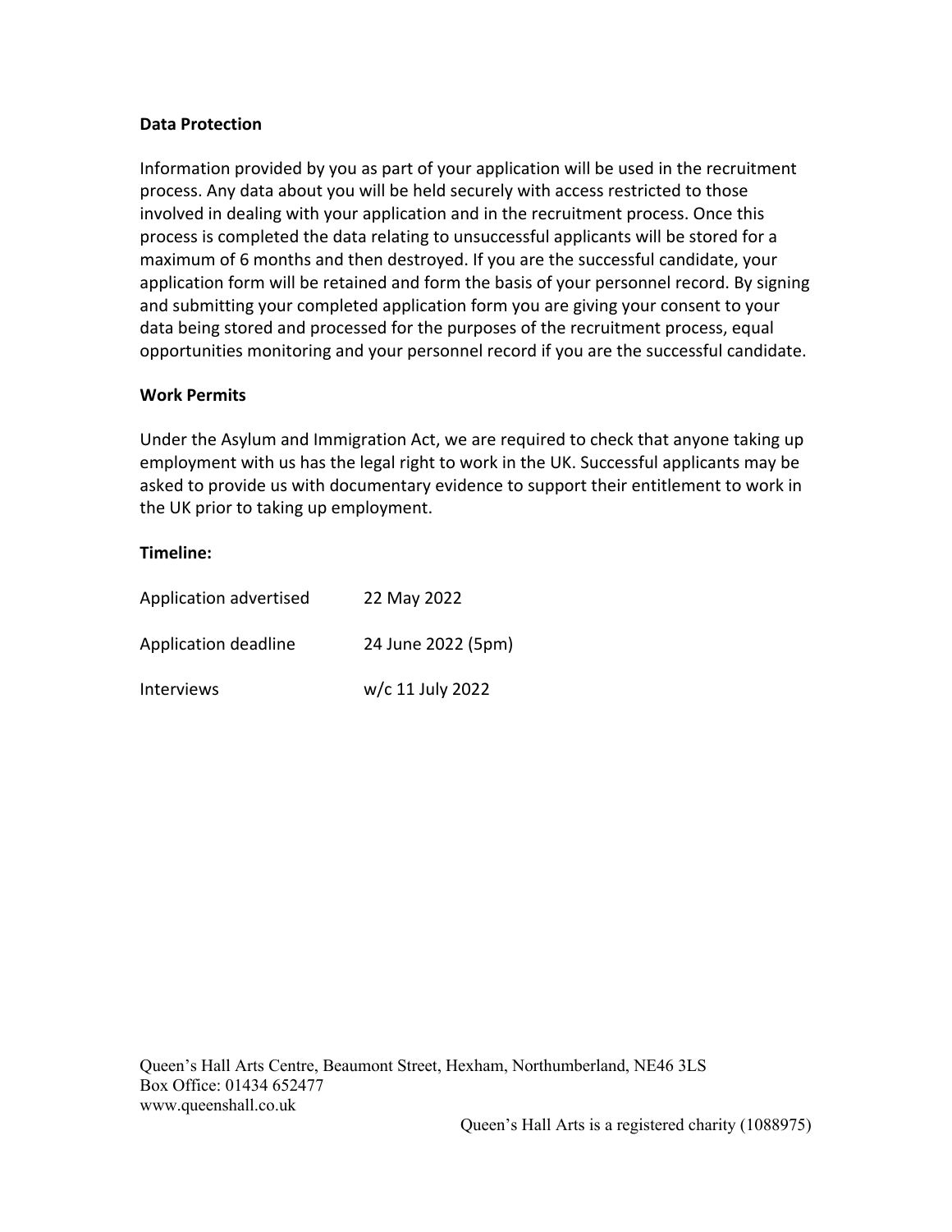**Data Protection**

Information provided by you as part of your application will be used in the recruitment process. Any data about you will be held securely with access restricted to those involved in dealing with your application and in the recruitment process. Once this process is completed the data relating to unsuccessful applicants will be stored for a maximum of 6 months and then destroyed. If you are the successful candidate, your application form will be retained and form the basis of your personnel record. By signing and submitting your completed application form you are giving your consent to your data being stored and processed for the purposes of the recruitment process, equal opportunities monitoring and your personnel record if you are the successful candidate.

**Work Permits**

Under the Asylum and Immigration Act, we are required to check that anyone taking up employment with us has the legal right to work in the UK. Successful applicants may be asked to provide us with documentary evidence to support their entitlement to work in the UK prior to taking up employment.

**Timeline:**

| | |
|---|---|
| Application advertised | 22 May 2022 |
| Application deadline | 24 June 2022 (5pm) |
| Interviews | w/c 11 July 2022 |

Queen's Hall Arts Centre, Beaumont Street, Hexham, Northumberland, NE46 3LS
Box Office: 01434 652477
www.queenshall.co.uk

Queen's Hall Arts is a registered charity (1088975)